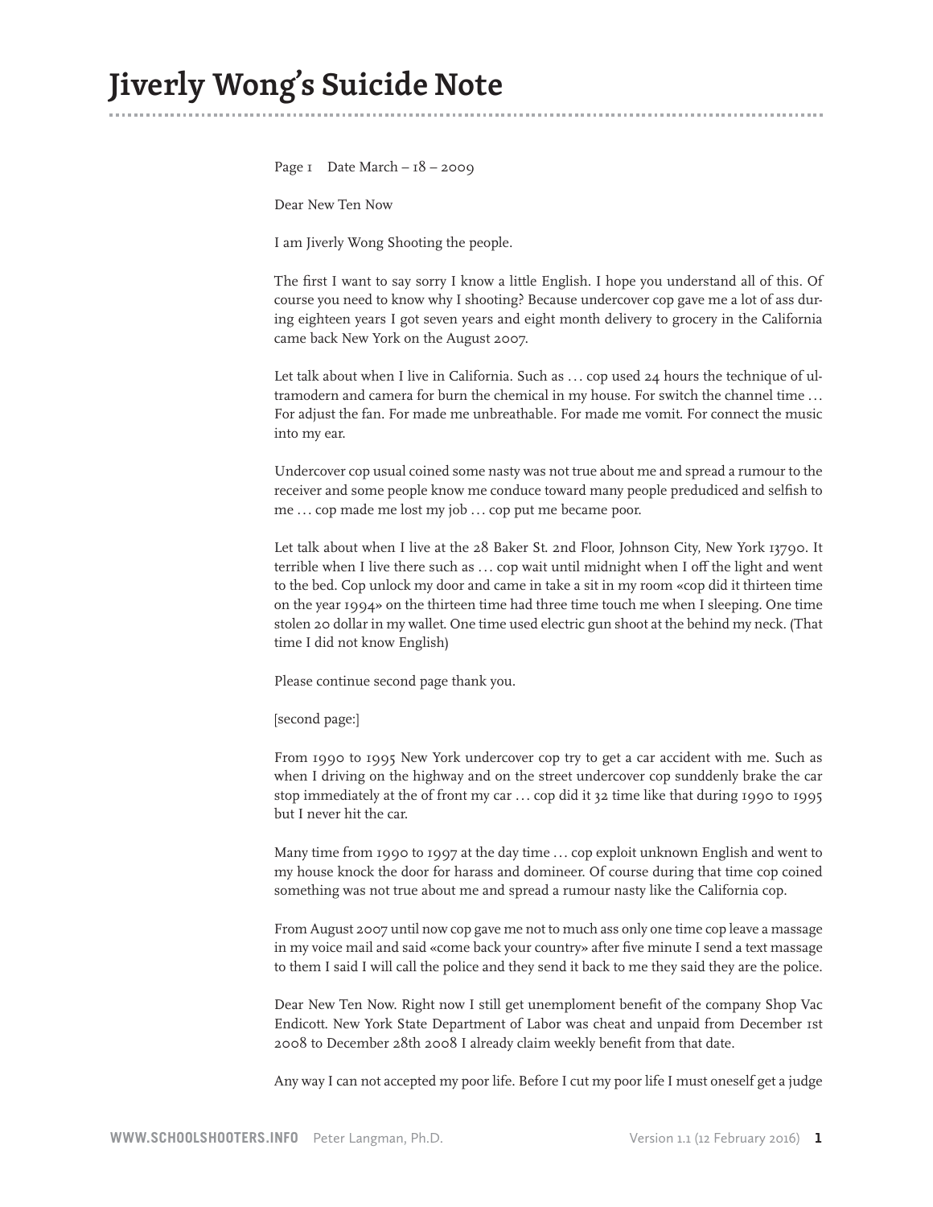# Jiverly Wong's Suicide Note

Page 1 Date March – 18 – 2009

Dear New Ten Now

I am Jiverly Wong Shooting the people.

The first I want to say sorry I know a little English. I hope you understand all of this. Of course you need to know why I shooting? Because undercover cop gave me a lot of ass during eighteen years I got seven years and eight month delivery to grocery in the California came back New York on the August 2007.

Let talk about when I live in California. Such as … cop used 24 hours the technique of ultramodern and camera for burn the chemical in my house. For switch the channel time … For adjust the fan. For made me unbreathable. For made me vomit. For connect the music into my ear.

Undercover cop usual coined some nasty was not true about me and spread a rumour to the receiver and some people know me conduce toward many people predudiced and selfish to me … cop made me lost my job … cop put me became poor.

Let talk about when I live at the 28 Baker St. 2nd Floor, Johnson City, New York 13790. It terrible when I live there such as … cop wait until midnight when I off the light and went to the bed. Cop unlock my door and came in take a sit in my room «cop did it thirteen time on the year 1994» on the thirteen time had three time touch me when I sleeping. One time stolen 20 dollar in my wallet. One time used electric gun shoot at the behind my neck. (That time I did not know English)

Please continue second page thank you.

[second page:]

From 1990 to 1995 New York undercover cop try to get a car accident with me. Such as when I driving on the highway and on the street undercover cop sunddenly brake the car stop immediately at the of front my car … cop did it 32 time like that during 1990 to 1995 but I never hit the car.

Many time from 1990 to 1997 at the day time … cop exploit unknown English and went to my house knock the door for harass and domineer. Of course during that time cop coined something was not true about me and spread a rumour nasty like the California cop.

From August 2007 until now cop gave me not to much ass only one time cop leave a massage in my voice mail and said «come back your country» after five minute I send a text massage to them I said I will call the police and they send it back to me they said they are the police.

Dear New Ten Now. Right now I still get unemploment benefit of the company Shop Vac Endicott. New York State Department of Labor was cheat and unpaid from December 1st 2008 to December 28th 2008 I already claim weekly benefit from that date.

Any way I can not accepted my poor life. Before I cut my poor life I must oneself get a judge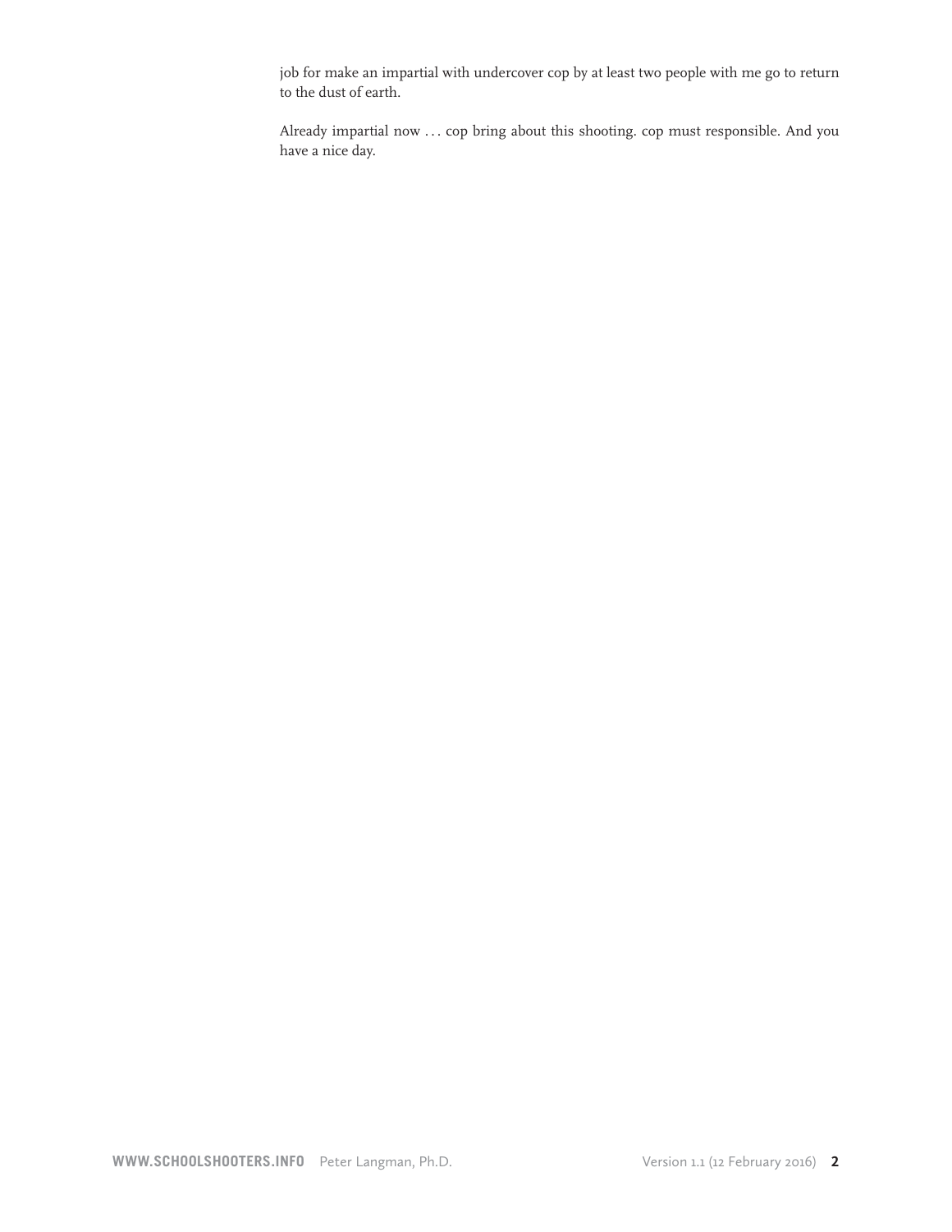job for make an impartial with undercover cop by at least two people with me go to return to the dust of earth.

Already impartial now . . . cop bring about this shooting. cop must responsible. And you have a nice day.